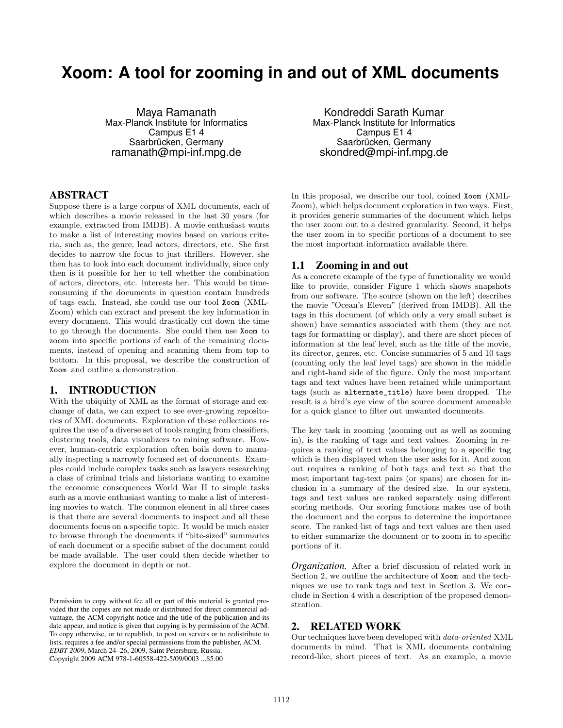# Xoom: A tool for zooming in and out of XML documents

Maya Ramanath
Max-Planck Institute for Informatics
Campus E1 4
Saarbrücken, Germany
ramanath@mpi-inf.mpg.de

Kondreddi Sarath Kumar
Max-Planck Institute for Informatics
Campus E1 4
Saarbrücken, Germany
skondred@mpi-inf.mpg.de

## ABSTRACT

Suppose there is a large corpus of XML documents, each of which describes a movie released in the last 30 years (for example, extracted from IMDB). A movie enthusiast wants to make a list of interesting movies based on various criteria, such as, the genre, lead actors, directors, etc. She first decides to narrow the focus to just thrillers. However, she then has to look into each document individually, since only then is it possible for her to tell whether the combination of actors, directors, etc. interests her. This would be time-consuming if the documents in question contain hundreds of tags each. Instead, she could use our tool `Xoom` (XML-Zoom) which can extract and present the key information in every document. This would drastically cut down the time to go through the documents. She could then use `Xoom` to zoom into specific portions of each of the remaining documents, instead of opening and scanning them from top to bottom. In this proposal, we describe the construction of `Xoom` and outline a demonstration.

## 1. INTRODUCTION

With the ubiquity of XML as the format of storage and exchange of data, we can expect to see ever-growing repositories of XML documents. Exploration of these collections requires the use of a diverse set of tools ranging from classifiers, clustering tools, data visualizers to mining software. However, human-centric exploration often boils down to manually inspecting a narrowly focused set of documents. Examples could include complex tasks such as lawyers researching a class of criminal trials and historians wanting to examine the economic consequences World War II to simple tasks such as a movie enthusiast wanting to make a list of interesting movies to watch. The common element in all three cases is that there are several documents to inspect and all these documents focus on a specific topic. It would be much easier to browse through the documents if "bite-sized" summaries of each document or a specific subset of the document could be made available. The user could then decide whether to explore the document in depth or not.

Permission to copy without fee all or part of this material is granted provided that the copies are not made or distributed for direct commercial advantage, the ACM copyright notice and the title of the publication and its date appear, and notice is given that copying is by permission of the ACM. To copy otherwise, or to republish, to post on servers or to redistribute to lists, requires a fee and/or special permissions from the publisher, ACM.
*EDBT 2009*, March 24–26, 2009, Saint Petersburg, Russia.
Copyright 2009 ACM 978-1-60558-422-5/09/0003 ...$5.00

In this proposal, we describe our tool, coined `Xoom` (XML-Zoom), which helps document exploration in two ways. First, it provides generic summaries of the document which helps the user zoom out to a desired granularity. Second, it helps the user zoom in to specific portions of a document to see the most important information available there.

### 1.1 Zooming in and out

As a concrete example of the type of functionality we would like to provide, consider Figure 1 which shows snapshots from our software. The source (shown on the left) describes the movie "Ocean's Eleven" (derived from IMDB). All the tags in this document (of which only a very small subset is shown) have semantics associated with them (they are not tags for formatting or display), and there are short pieces of information at the leaf level, such as the title of the movie, its director, genres, etc. Concise summaries of 5 and 10 tags (counting only the leaf level tags) are shown in the middle and right-hand side of the figure. Only the most important tags and text values have been retained while unimportant tags (such as `alternate_title`) have been dropped. The result is a bird's eye view of the source document amenable for a quick glance to filter out unwanted documents.

The key task in zooming (zooming out as well as zooming in), is the ranking of tags and text values. Zooming in requires a ranking of text values belonging to a specific tag which is then displayed when the user asks for it. And zoom out requires a ranking of both tags and text so that the most important tag-text pairs (or spans) are chosen for inclusion in a summary of the desired size. In our system, tags and text values are ranked separately using different scoring methods. Our scoring functions makes use of both the document and the corpus to determine the importance score. The ranked list of tags and text values are then used to either summarize the document or to zoom in to specific portions of it.

*Organization.* After a brief discussion of related work in Section 2, we outline the architecture of `Xoom` and the techniques we use to rank tags and text in Section 3. We conclude in Section 4 with a description of the proposed demonstration.

## 2. RELATED WORK

Our techniques have been developed with *data-oriented* XML documents in mind. That is XML documents containing record-like, short pieces of text. As an example, a movie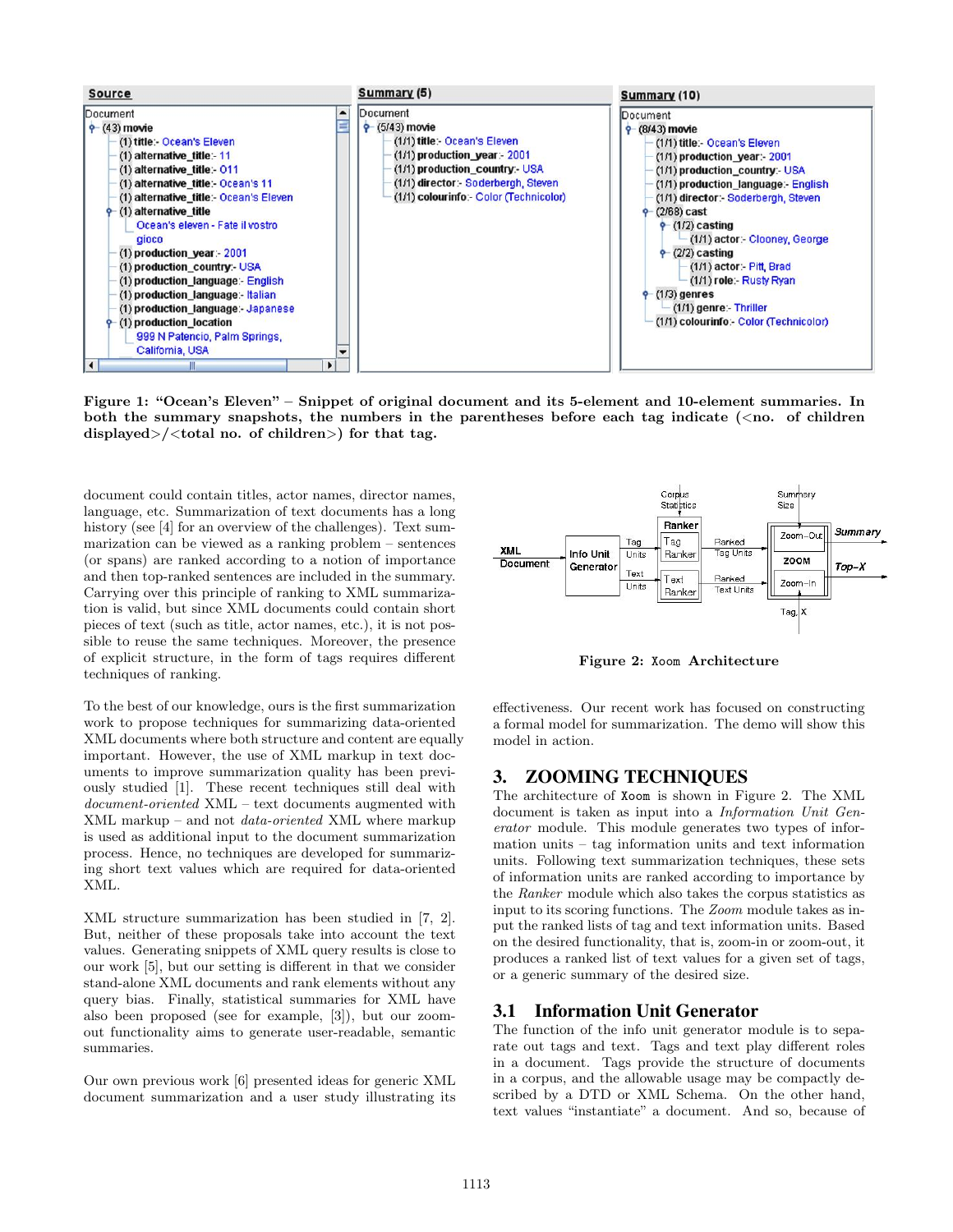Figure 1: "Ocean's Eleven" – Snippet of original document and its 5-element and 10-element summaries. In both the summary snapshots, the numbers in the parentheses before each tag indicate (<no. of children displayed>/<total no. of children>) for that tag.

document could contain titles, actor names, director names, language, etc. Summarization of text documents has a long history (see [4] for an overview of the challenges). Text summarization can be viewed as a ranking problem – sentences (or spans) are ranked according to a notion of importance and then top-ranked sentences are included in the summary. Carrying over this principle of ranking to XML summarization is valid, but since XML documents could contain short pieces of text (such as title, actor names, etc.), it is not possible to reuse the same techniques. Moreover, the presence of explicit structure, in the form of tags requires different techniques of ranking.

To the best of our knowledge, ours is the first summarization work to propose techniques for summarizing data-oriented XML documents where both structure and content are equally important. However, the use of XML markup in text documents to improve summarization quality has been previously studied [1]. These recent techniques still deal with *document-oriented* XML – text documents augmented with XML markup – and not *data-oriented* XML where markup is used as additional input to the document summarization process. Hence, no techniques are developed for summarizing short text values which are required for data-oriented XML.

XML structure summarization has been studied in [7, 2]. But, neither of these proposals take into account the text values. Generating snippets of XML query results is close to our work [5], but our setting is different in that we consider stand-alone XML documents and rank elements without any query bias. Finally, statistical summaries for XML have also been proposed (see for example, [3]), but our zoom-out functionality aims to generate user-readable, semantic summaries.

Our own previous work [6] presented ideas for generic XML document summarization and a user study illustrating its effectiveness. Our recent work has focused on constructing a formal model for summarization. The demo will show this model in action.

Figure 2: Xoom Architecture

## 3. ZOOMING TECHNIQUES

The architecture of Xoom is shown in Figure 2. The XML document is taken as input into a *Information Unit Generator* module. This module generates two types of information units – tag information units and text information units. Following text summarization techniques, these sets of information units are ranked according to importance by the *Ranker* module which also takes the corpus statistics as input to its scoring functions. The *Zoom* module takes as input the ranked lists of tag and text information units. Based on the desired functionality, that is, zoom-in or zoom-out, it produces a ranked list of text values for a given set of tags, or a generic summary of the desired size.

### 3.1 Information Unit Generator

The function of the info unit generator module is to separate out tags and text. Tags and text play different roles in a document. Tags provide the structure of documents in a corpus, and the allowable usage may be compactly described by a DTD or XML Schema. On the other hand, text values "instantiate" a document. And so, because of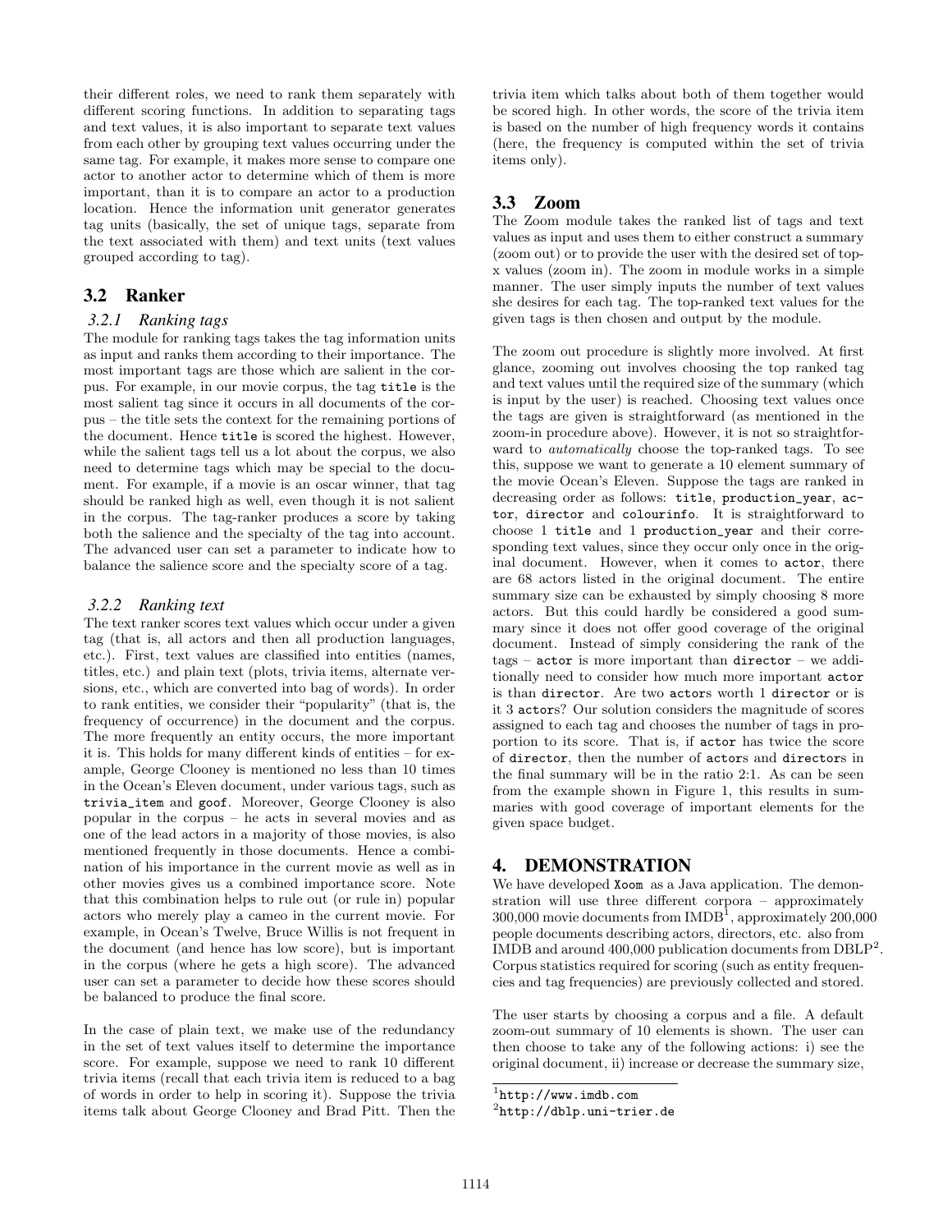their different roles, we need to rank them separately with different scoring functions. In addition to separating tags and text values, it is also important to separate text values from each other by grouping text values occurring under the same tag. For example, it makes more sense to compare one actor to another actor to determine which of them is more important, than it is to compare an actor to a production location. Hence the information unit generator generates tag units (basically, the set of unique tags, separate from the text associated with them) and text units (text values grouped according to tag).

## 3.2 Ranker

### 3.2.1 Ranking tags

The module for ranking tags takes the tag information units as input and ranks them according to their importance. The most important tags are those which are salient in the corpus. For example, in our movie corpus, the tag `title` is the most salient tag since it occurs in all documents of the corpus – the title sets the context for the remaining portions of the document. Hence `title` is scored the highest. However, while the salient tags tell us a lot about the corpus, we also need to determine tags which may be special to the document. For example, if a movie is an oscar winner, that tag should be ranked high as well, even though it is not salient in the corpus. The tag-ranker produces a score by taking both the salience and the specialty of the tag into account. The advanced user can set a parameter to indicate how to balance the salience score and the specialty score of a tag.

### 3.2.2 Ranking text

The text ranker scores text values which occur under a given tag (that is, all actors and then all production languages, etc.). First, text values are classified into entities (names, titles, etc.) and plain text (plots, trivia items, alternate versions, etc., which are converted into bag of words). In order to rank entities, we consider their "popularity" (that is, the frequency of occurrence) in the document and the corpus. The more frequently an entity occurs, the more important it is. This holds for many different kinds of entities – for example, George Clooney is mentioned no less than 10 times in the Ocean's Eleven document, under various tags, such as `trivia_item` and `goof`. Moreover, George Clooney is also popular in the corpus – he acts in several movies and as one of the lead actors in a majority of those movies, is also mentioned frequently in those documents. Hence a combination of his importance in the current movie as well as in other movies gives us a combined importance score. Note that this combination helps to rule out (or rule in) popular actors who merely play a cameo in the current movie. For example, in Ocean's Twelve, Bruce Willis is not frequent in the document (and hence has low score), but is important in the corpus (where he gets a high score). The advanced user can set a parameter to decide how these scores should be balanced to produce the final score.

In the case of plain text, we make use of the redundancy in the set of text values itself to determine the importance score. For example, suppose we need to rank 10 different trivia items (recall that each trivia item is reduced to a bag of words in order to help in scoring it). Suppose the trivia items talk about George Clooney and Brad Pitt. Then the trivia item which talks about both of them together would be scored high. In other words, the score of the trivia item is based on the number of high frequency words it contains (here, the frequency is computed within the set of trivia items only).

## 3.3 Zoom

The Zoom module takes the ranked list of tags and text values as input and uses them to either construct a summary (zoom out) or to provide the user with the desired set of top-x values (zoom in). The zoom in module works in a simple manner. The user simply inputs the number of text values she desires for each tag. The top-ranked text values for the given tags is then chosen and output by the module.

The zoom out procedure is slightly more involved. At first glance, zooming out involves choosing the top ranked tag and text values until the required size of the summary (which is input by the user) is reached. Choosing text values once the tags are given is straightforward (as mentioned in the zoom-in procedure above). However, it is not so straightforward to *automatically* choose the top-ranked tags. To see this, suppose we want to generate a 10 element summary of the movie Ocean's Eleven. Suppose the tags are ranked in decreasing order as follows: `title`, `production_year`, `actor`, `director` and `colourinfo`. It is straightforward to choose 1 `title` and 1 `production_year` and their corresponding text values, since they occur only once in the original document. However, when it comes to `actor`, there are 68 actors listed in the original document. The entire summary size can be exhausted by simply choosing 8 more actors. But this could hardly be considered a good summary since it does not offer good coverage of the original document. Instead of simply considering the rank of the tags – `actor` is more important than `director` – we additionally need to consider how much more important `actor` is than `director`. Are two `actor`s worth 1 `director` or is it 3 `actor`s? Our solution considers the magnitude of scores assigned to each tag and chooses the number of tags in proportion to its score. That is, if `actor` has twice the score of `director`, then the number of `actor`s and `director`s in the final summary will be in the ratio 2:1. As can be seen from the example shown in Figure 1, this results in summaries with good coverage of important elements for the given space budget.

# 4. DEMONSTRATION

We have developed `Xoom` as a Java application. The demonstration will use three different corpora – approximately 300,000 movie documents from IMDB[1], approximately 200,000 people documents describing actors, directors, etc. also from IMDB and around 400,000 publication documents from DBLP[2]. Corpus statistics required for scoring (such as entity frequencies and tag frequencies) are previously collected and stored.

The user starts by choosing a corpus and a file. A default zoom-out summary of 10 elements is shown. The user can then choose to take any of the following actions: i) see the original document, ii) increase or decrease the summary size,

[1] `http://www.imdb.com`

[2] `http://dblp.uni-trier.de`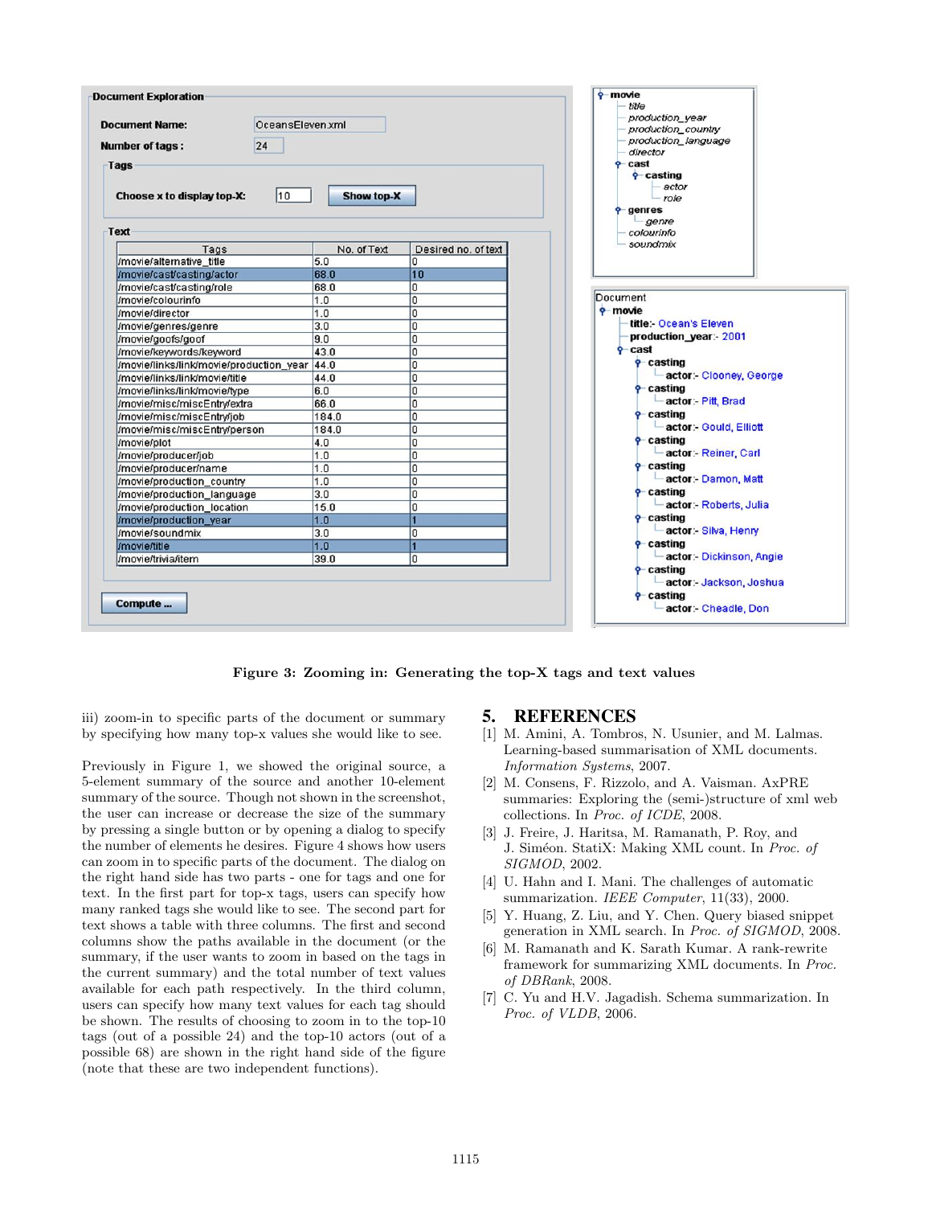Document Exploration

Document Name: OceansEleven.xml

Number of tags : 24

Tags

Choose x to display top-X: 10 Show top-X

Text

| Tags | No. of Text | Desired no. of text |
|---|---|---|
| /movie/alternative_title | 5.0 | 0 |
| /movie/cast/casting/actor | 68.0 | 10 |
| /movie/cast/casting/role | 68.0 | 0 |
| /movie/colourinfo | 1.0 | 0 |
| /movie/director | 1.0 | 0 |
| /movie/genres/genre | 3.0 | 0 |
| /movie/goofs/goof | 9.0 | 0 |
| /movie/keywords/keyword | 43.0 | 0 |
| /movie/links/link/movie/production_year | 44.0 | 0 |
| /movie/links/link/movie/title | 44.0 | 0 |
| /movie/links/link/movie/type | 6.0 | 0 |
| /movie/misc/miscEntry/extra | 66.0 | 0 |
| /movie/misc/miscEntry/job | 184.0 | 0 |
| /movie/misc/miscEntry/person | 184.0 | 0 |
| /movie/plot | 4.0 | 0 |
| /movie/producer/job | 1.0 | 0 |
| /movie/producer/name | 1.0 | 0 |
| /movie/production_country | 1.0 | 0 |
| /movie/production_language | 3.0 | 0 |
| /movie/production_location | 15.0 | 0 |
| /movie/production_year | 1.0 | 1 |
| /movie/soundmix | 3.0 | 0 |
| /movie/title | 1.0 | 1 |
| /movie/trivia/item | 39.0 | 0 |

Compute ...

movie
- title
- production_year
- production_country
- production_language
- director
- cast
  - casting
    - actor
    - role
- genres
  - genre
- colourinfo
- soundmix

Document
- movie
  - title:- Ocean's Eleven
  - production_year:- 2001
  - cast
    - casting
      - actor:- Clooney, George
    - casting
      - actor:- Pitt, Brad
    - casting
      - actor:- Gould, Elliott
    - casting
      - actor:- Reiner, Carl
    - casting
      - actor:- Damon, Matt
    - casting
      - actor:- Roberts, Julia
    - casting
      - actor:- Silva, Henry
    - casting
      - actor:- Dickinson, Angie
    - casting
      - actor:- Jackson, Joshua
    - casting
      - actor:- Cheadle, Don

**Figure 3: Zooming in: Generating the top-X tags and text values**

iii) zoom-in to specific parts of the document or summary by specifying how many top-x values she would like to see.

Previously in Figure 1, we showed the original source, a 5-element summary of the source and another 10-element summary of the source. Though not shown in the screenshot, the user can increase or decrease the size of the summary by pressing a single button or by opening a dialog to specify the number of elements he desires. Figure 4 shows how users can zoom in to specific parts of the document. The dialog on the right hand side has two parts - one for tags and one for text. In the first part for top-x tags, users can specify how many ranked tags she would like to see. The second part for text shows a table with three columns. The first and second columns show the paths available in the document (or the summary, if the user wants to zoom in based on the tags in the current summary) and the total number of text values available for each path respectively. In the third column, users can specify how many text values for each tag should be shown. The results of choosing to zoom in to the top-10 tags (out of a possible 24) and the top-10 actors (out of a possible 68) are shown in the right hand side of the figure (note that these are two independent functions).

## 5. REFERENCES

[1] M. Amini, A. Tombros, N. Usunier, and M. Lalmas. Learning-based summarisation of XML documents. *Information Systems*, 2007.

[2] M. Consens, F. Rizzolo, and A. Vaisman. AxPRE summaries: Exploring the (semi-)structure of xml web collections. In *Proc. of ICDE*, 2008.

[3] J. Freire, J. Haritsa, M. Ramanath, P. Roy, and J. Siméon. StatiX: Making XML count. In *Proc. of SIGMOD*, 2002.

[4] U. Hahn and I. Mani. The challenges of automatic summarization. *IEEE Computer*, 11(33), 2000.

[5] Y. Huang, Z. Liu, and Y. Chen. Query biased snippet generation in XML search. In *Proc. of SIGMOD*, 2008.

[6] M. Ramanath and K. Sarath Kumar. A rank-rewrite framework for summarizing XML documents. In *Proc. of DBRank*, 2008.

[7] C. Yu and H.V. Jagadish. Schema summarization. In *Proc. of VLDB*, 2006.